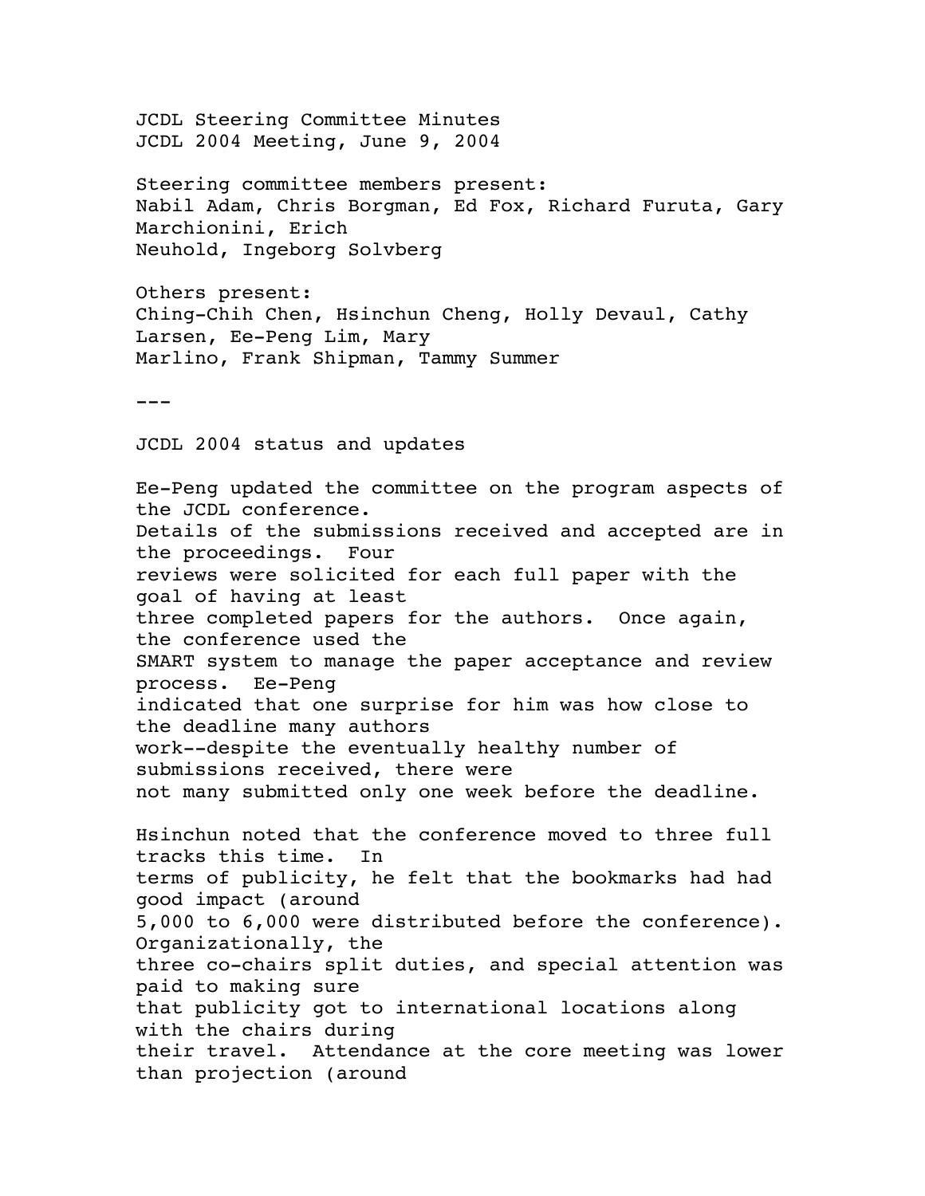JCDL Steering Committee Minutes
JCDL 2004 Meeting, June 9, 2004

Steering committee members present:
Nabil Adam, Chris Borgman, Ed Fox, Richard Furuta, Gary Marchionini, Erich Neuhold, Ingeborg Solvberg

Others present:
Ching-Chih Chen, Hsinchun Cheng, Holly Devaul, Cathy Larsen, Ee-Peng Lim, Mary Marlino, Frank Shipman, Tammy Summer

---

JCDL 2004 status and updates

Ee-Peng updated the committee on the program aspects of the JCDL conference. Details of the submissions received and accepted are in the proceedings. Four reviews were solicited for each full paper with the goal of having at least three completed papers for the authors. Once again, the conference used the SMART system to manage the paper acceptance and review process. Ee-Peng indicated that one surprise for him was how close to the deadline many authors work--despite the eventually healthy number of submissions received, there were not many submitted only one week before the deadline.

Hsinchun noted that the conference moved to three full tracks this time. In terms of publicity, he felt that the bookmarks had had good impact (around 5,000 to 6,000 were distributed before the conference). Organizationally, the three co-chairs split duties, and special attention was paid to making sure that publicity got to international locations along with the chairs during their travel. Attendance at the core meeting was lower than projection (around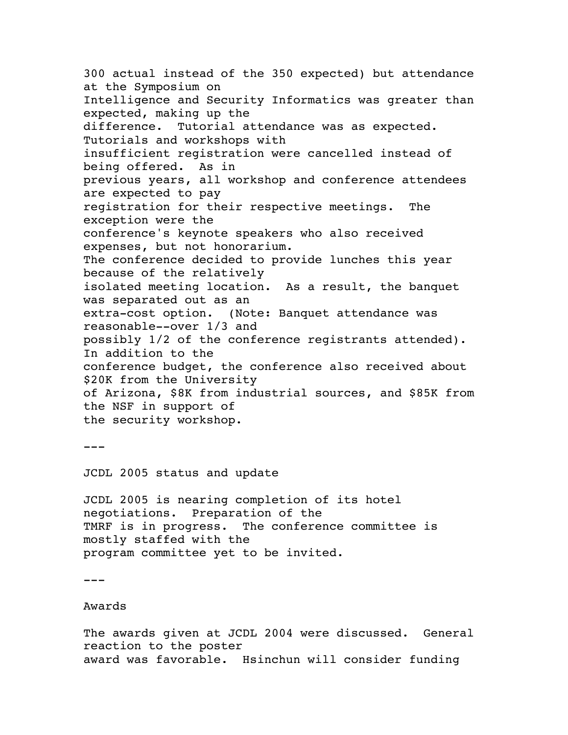300 actual instead of the 350 expected) but attendance at the Symposium on Intelligence and Security Informatics was greater than expected, making up the difference. Tutorial attendance was as expected. Tutorials and workshops with insufficient registration were cancelled instead of being offered. As in previous years, all workshop and conference attendees are expected to pay registration for their respective meetings. The exception were the conference's keynote speakers who also received expenses, but not honorarium. The conference decided to provide lunches this year because of the relatively isolated meeting location. As a result, the banquet was separated out as an extra-cost option. (Note: Banquet attendance was reasonable--over 1/3 and possibly 1/2 of the conference registrants attended). In addition to the conference budget, the conference also received about $20K from the University of Arizona, $8K from industrial sources, and $85K from the NSF in support of the security workshop.

---

JCDL 2005 status and update

JCDL 2005 is nearing completion of its hotel negotiations. Preparation of the TMRF is in progress. The conference committee is mostly staffed with the program committee yet to be invited.

---

Awards

The awards given at JCDL 2004 were discussed. General reaction to the poster award was favorable. Hsinchun will consider funding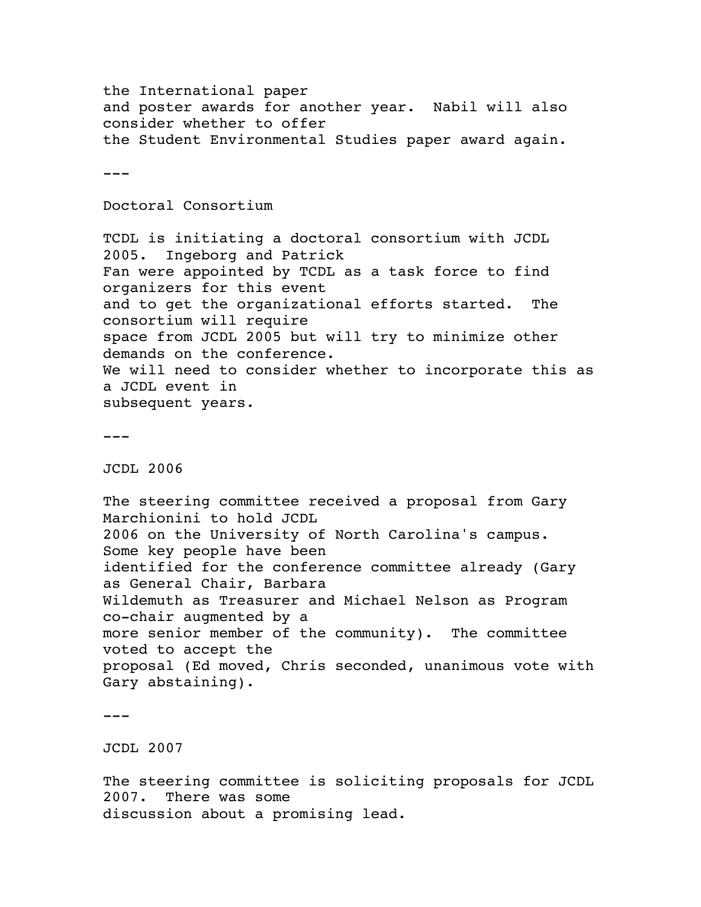the International paper and poster awards for another year. Nabil will also consider whether to offer the Student Environmental Studies paper award again.

---

## Doctoral Consortium

TCDL is initiating a doctoral consortium with JCDL 2005. Ingeborg and Patrick Fan were appointed by TCDL as a task force to find organizers for this event and to get the organizational efforts started. The consortium will require space from JCDL 2005 but will try to minimize other demands on the conference. We will need to consider whether to incorporate this as a JCDL event in subsequent years.

---

## JCDL 2006

The steering committee received a proposal from Gary Marchionini to hold JCDL 2006 on the University of North Carolina's campus. Some key people have been identified for the conference committee already (Gary as General Chair, Barbara Wildemuth as Treasurer and Michael Nelson as Program co-chair augmented by a more senior member of the community). The committee voted to accept the proposal (Ed moved, Chris seconded, unanimous vote with Gary abstaining).

---

## JCDL 2007

The steering committee is soliciting proposals for JCDL 2007. There was some discussion about a promising lead.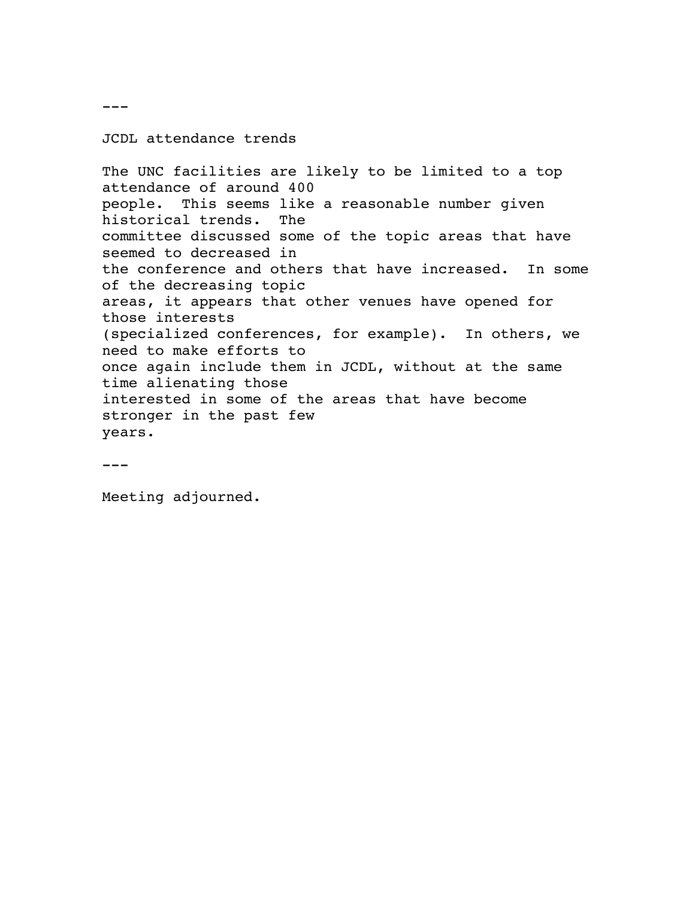---

JCDL attendance trends

The UNC facilities are likely to be limited to a top attendance of around 400 people. This seems like a reasonable number given historical trends. The committee discussed some of the topic areas that have seemed to decreased in the conference and others that have increased. In some of the decreasing topic areas, it appears that other venues have opened for those interests (specialized conferences, for example). In others, we need to make efforts to once again include them in JCDL, without at the same time alienating those interested in some of the areas that have become stronger in the past few years.

---

Meeting adjourned.